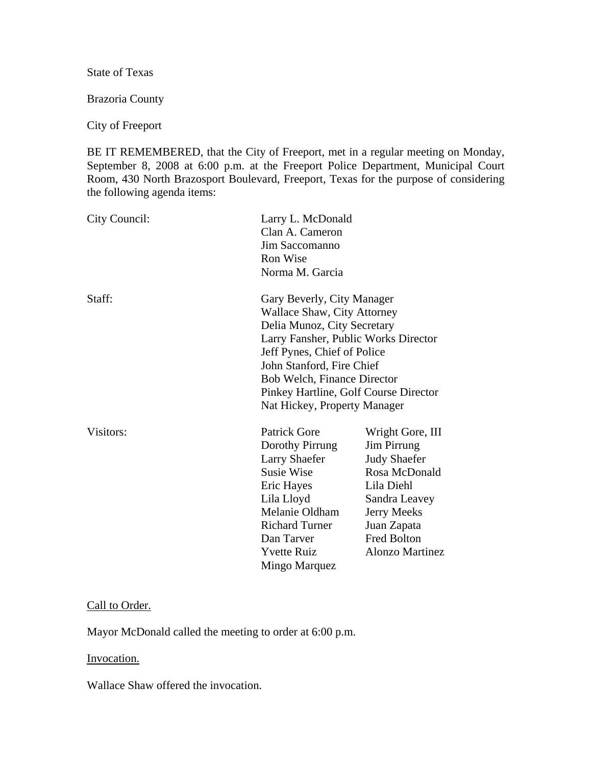State of Texas

Brazoria County

City of Freeport

BE IT REMEMBERED, that the City of Freeport, met in a regular meeting on Monday, September 8, 2008 at 6:00 p.m. at the Freeport Police Department, Municipal Court Room, 430 North Brazosport Boulevard, Freeport, Texas for the purpose of considering the following agenda items:

City Council: Larry L. McDonald
Clan A. Cameron
Jim Saccomanno
Ron Wise
Norma M. Garcia

Staff: Gary Beverly, City Manager
Wallace Shaw, City Attorney
Delia Munoz, City Secretary
Larry Fansher, Public Works Director
Jeff Pynes, Chief of Police
John Stanford, Fire Chief
Bob Welch, Finance Director
Pinkey Hartline, Golf Course Director
Nat Hickey, Property Manager

Visitors:

| | |
|---|---|
| Patrick Gore | Wright Gore, III |
| Dorothy Pirrung | Jim Pirrung |
| Larry Shaefer | Judy Shaefer |
| Susie Wise | Rosa McDonald |
| Eric Hayes | Lila Diehl |
| Lila Lloyd | Sandra Leavey |
| Melanie Oldham | Jerry Meeks |
| Richard Turner | Juan Zapata |
| Dan Tarver | Fred Bolton |
| Yvette Ruiz | Alonzo Martinez |
| Mingo Marquez | |

Call to Order.

Mayor McDonald called the meeting to order at 6:00 p.m.

Invocation.

Wallace Shaw offered the invocation.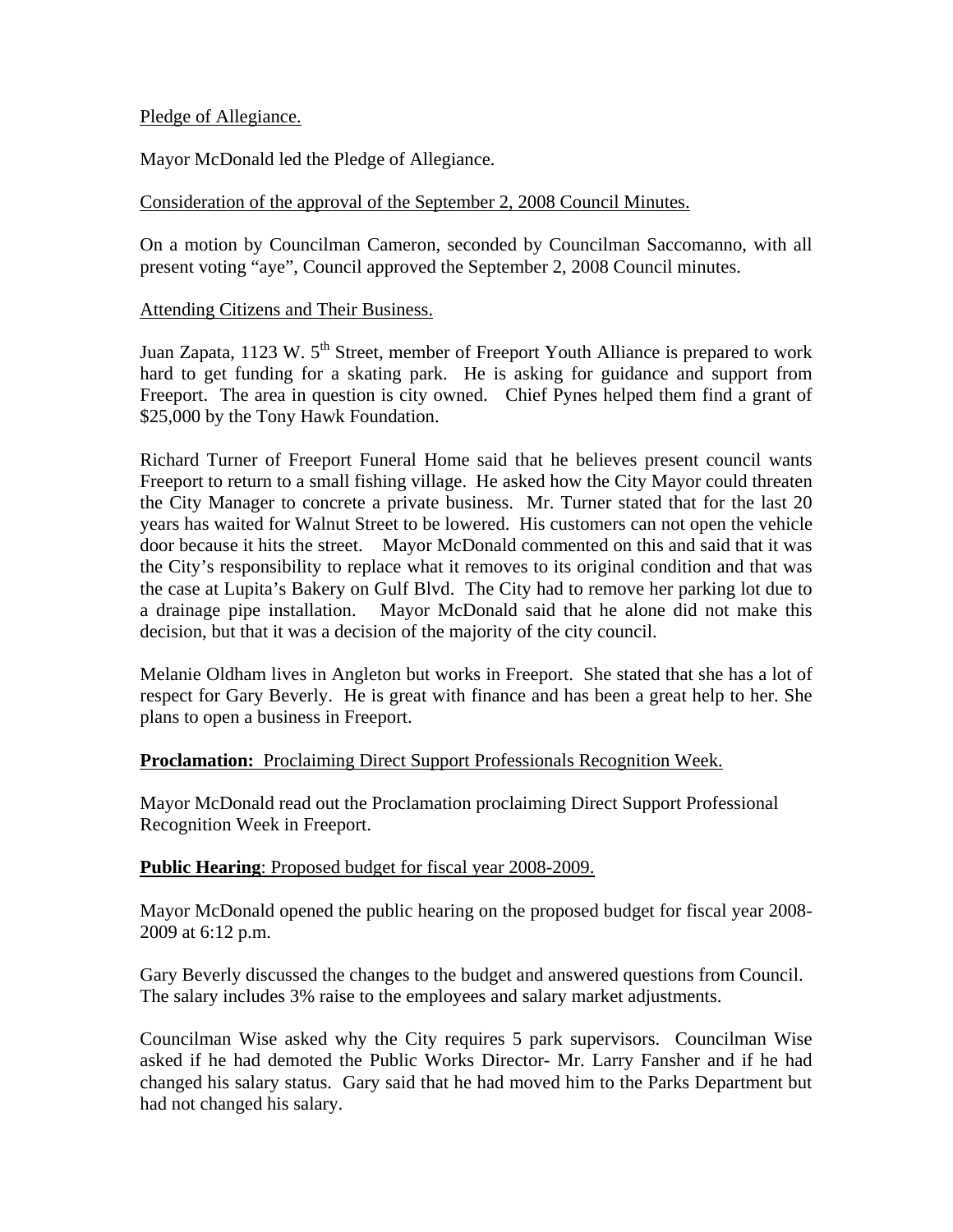Pledge of Allegiance.

Mayor McDonald led the Pledge of Allegiance.

Consideration of the approval of the September 2, 2008 Council Minutes.

On a motion by Councilman Cameron, seconded by Councilman Saccomanno, with all present voting "aye", Council approved the September 2, 2008 Council minutes.

Attending Citizens and Their Business.

Juan Zapata, 1123 W. 5th Street, member of Freeport Youth Alliance is prepared to work hard to get funding for a skating park. He is asking for guidance and support from Freeport. The area in question is city owned. Chief Pynes helped them find a grant of $25,000 by the Tony Hawk Foundation.

Richard Turner of Freeport Funeral Home said that he believes present council wants Freeport to return to a small fishing village. He asked how the City Mayor could threaten the City Manager to concrete a private business. Mr. Turner stated that for the last 20 years has waited for Walnut Street to be lowered. His customers can not open the vehicle door because it hits the street. Mayor McDonald commented on this and said that it was the City's responsibility to replace what it removes to its original condition and that was the case at Lupita's Bakery on Gulf Blvd. The City had to remove her parking lot due to a drainage pipe installation. Mayor McDonald said that he alone did not make this decision, but that it was a decision of the majority of the city council.

Melanie Oldham lives in Angleton but works in Freeport. She stated that she has a lot of respect for Gary Beverly. He is great with finance and has been a great help to her. She plans to open a business in Freeport.

**Proclamation:** Proclaiming Direct Support Professionals Recognition Week.

Mayor McDonald read out the Proclamation proclaiming Direct Support Professional Recognition Week in Freeport.

**Public Hearing**: Proposed budget for fiscal year 2008-2009.

Mayor McDonald opened the public hearing on the proposed budget for fiscal year 2008-2009 at 6:12 p.m.

Gary Beverly discussed the changes to the budget and answered questions from Council. The salary includes 3% raise to the employees and salary market adjustments.

Councilman Wise asked why the City requires 5 park supervisors. Councilman Wise asked if he had demoted the Public Works Director- Mr. Larry Fansher and if he had changed his salary status. Gary said that he had moved him to the Parks Department but had not changed his salary.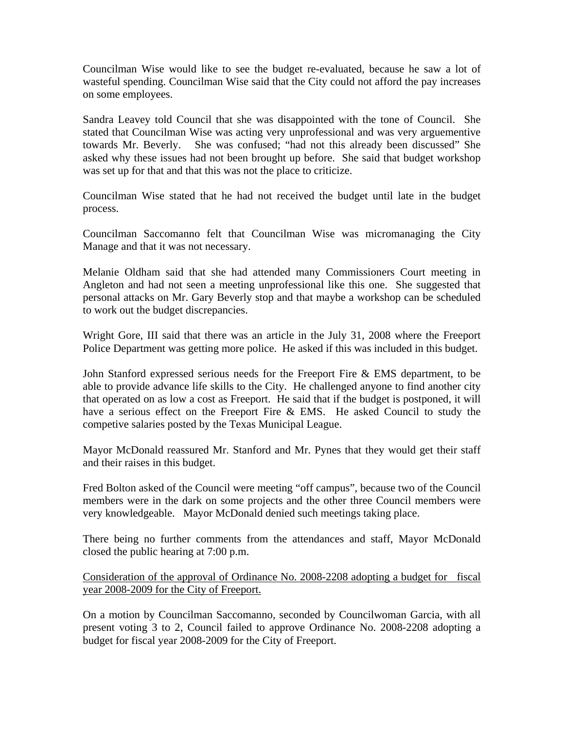Councilman Wise would like to see the budget re-evaluated, because he saw a lot of wasteful spending. Councilman Wise said that the City could not afford the pay increases on some employees.

Sandra Leavey told Council that she was disappointed with the tone of Council. She stated that Councilman Wise was acting very unprofessional and was very arguementive towards Mr. Beverly. She was confused; "had not this already been discussed" She asked why these issues had not been brought up before. She said that budget workshop was set up for that and that this was not the place to criticize.

Councilman Wise stated that he had not received the budget until late in the budget process.

Councilman Saccomanno felt that Councilman Wise was micromanaging the City Manage and that it was not necessary.

Melanie Oldham said that she had attended many Commissioners Court meeting in Angleton and had not seen a meeting unprofessional like this one. She suggested that personal attacks on Mr. Gary Beverly stop and that maybe a workshop can be scheduled to work out the budget discrepancies.

Wright Gore, III said that there was an article in the July 31, 2008 where the Freeport Police Department was getting more police. He asked if this was included in this budget.

John Stanford expressed serious needs for the Freeport Fire & EMS department, to be able to provide advance life skills to the City. He challenged anyone to find another city that operated on as low a cost as Freeport. He said that if the budget is postponed, it will have a serious effect on the Freeport Fire & EMS. He asked Council to study the competive salaries posted by the Texas Municipal League.

Mayor McDonald reassured Mr. Stanford and Mr. Pynes that they would get their staff and their raises in this budget.

Fred Bolton asked of the Council were meeting "off campus", because two of the Council members were in the dark on some projects and the other three Council members were very knowledgeable. Mayor McDonald denied such meetings taking place.

There being no further comments from the attendances and staff, Mayor McDonald closed the public hearing at 7:00 p.m.

<u>Consideration of the approval of Ordinance No. 2008-2208 adopting a budget for fiscal year 2008-2009 for the City of Freeport.</u>

On a motion by Councilman Saccomanno, seconded by Councilwoman Garcia, with all present voting 3 to 2, Council failed to approve Ordinance No. 2008-2208 adopting a budget for fiscal year 2008-2009 for the City of Freeport.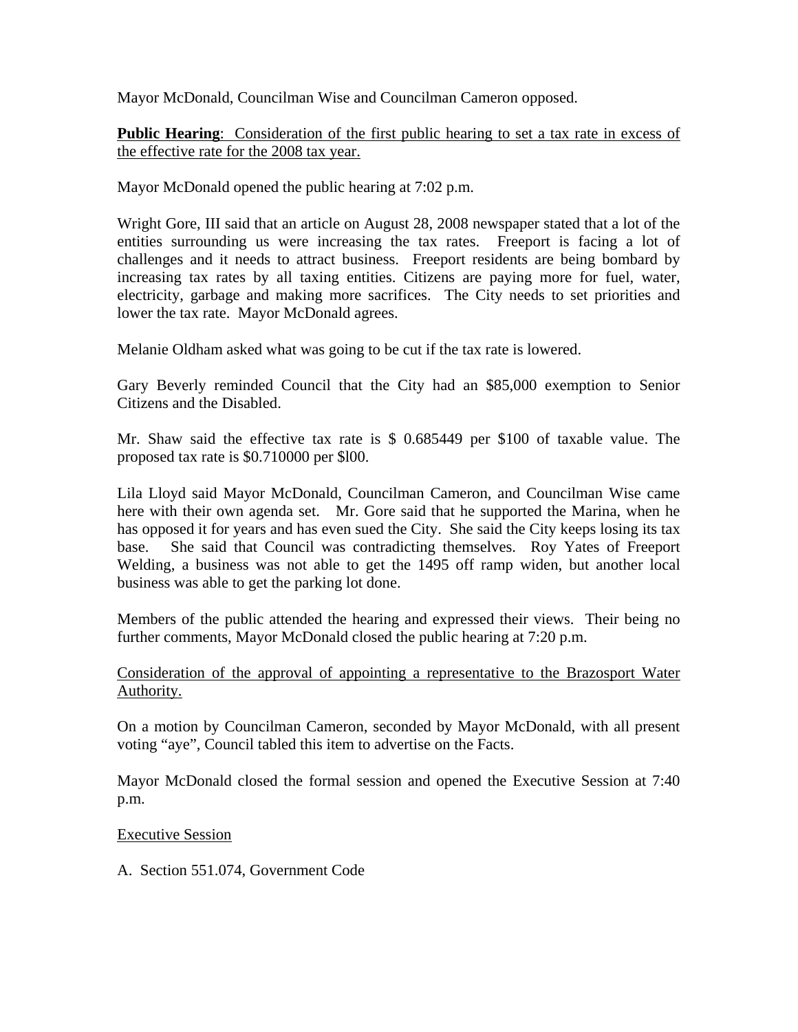Mayor McDonald, Councilman Wise and Councilman Cameron opposed.

**Public Hearing**: Consideration of the first public hearing to set a tax rate in excess of the effective rate for the 2008 tax year.

Mayor McDonald opened the public hearing at 7:02 p.m.

Wright Gore, III said that an article on August 28, 2008 newspaper stated that a lot of the entities surrounding us were increasing the tax rates. Freeport is facing a lot of challenges and it needs to attract business. Freeport residents are being bombard by increasing tax rates by all taxing entities. Citizens are paying more for fuel, water, electricity, garbage and making more sacrifices. The City needs to set priorities and lower the tax rate. Mayor McDonald agrees.

Melanie Oldham asked what was going to be cut if the tax rate is lowered.

Gary Beverly reminded Council that the City had an $85,000 exemption to Senior Citizens and the Disabled.

Mr. Shaw said the effective tax rate is $ 0.685449 per $100 of taxable value. The proposed tax rate is $0.710000 per $l00.

Lila Lloyd said Mayor McDonald, Councilman Cameron, and Councilman Wise came here with their own agenda set. Mr. Gore said that he supported the Marina, when he has opposed it for years and has even sued the City. She said the City keeps losing its tax base. She said that Council was contradicting themselves. Roy Yates of Freeport Welding, a business was not able to get the 1495 off ramp widen, but another local business was able to get the parking lot done.

Members of the public attended the hearing and expressed their views. Their being no further comments, Mayor McDonald closed the public hearing at 7:20 p.m.

Consideration of the approval of appointing a representative to the Brazosport Water Authority.

On a motion by Councilman Cameron, seconded by Mayor McDonald, with all present voting "aye", Council tabled this item to advertise on the Facts.

Mayor McDonald closed the formal session and opened the Executive Session at 7:40 p.m.

Executive Session

A. Section 551.074, Government Code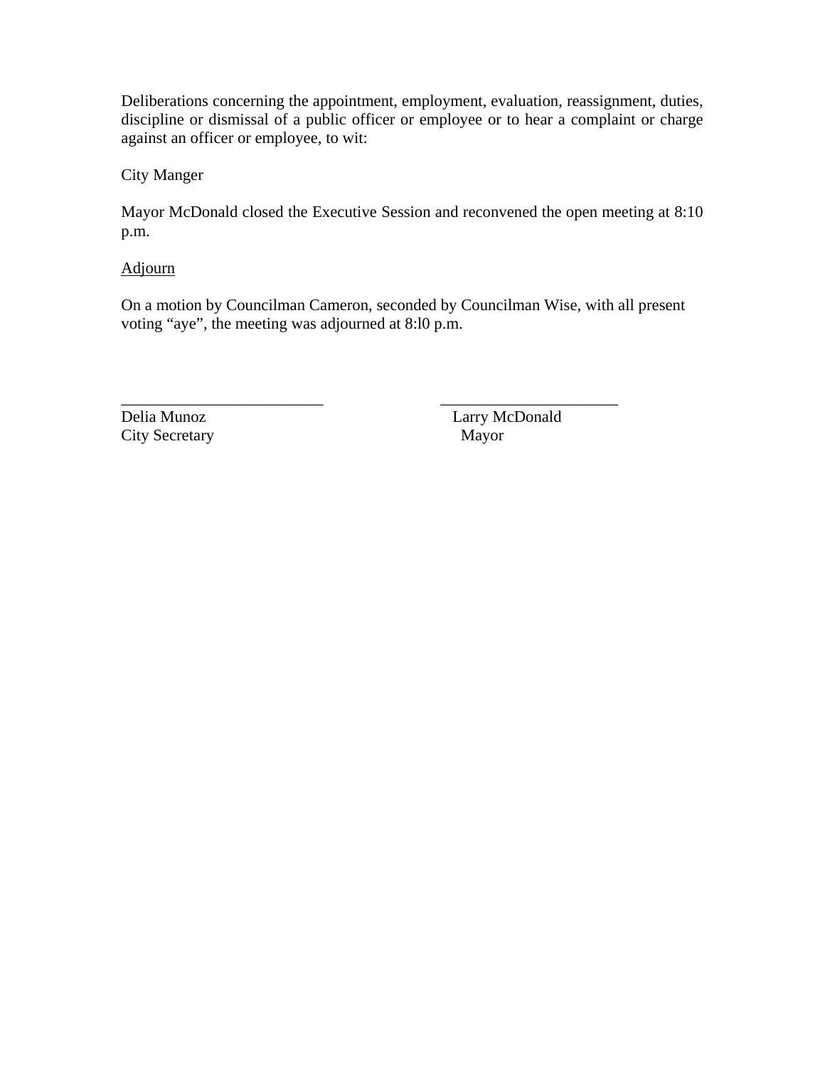Deliberations concerning the appointment, employment, evaluation, reassignment, duties, discipline or dismissal of a public officer or employee or to hear a complaint or charge against an officer or employee, to wit:

City Manger

Mayor McDonald closed the Executive Session and reconvened the open meeting at 8:10 p.m.

Adjourn

On a motion by Councilman Cameron, seconded by Councilman Wise, with all present voting "aye", the meeting was adjourned at 8:l0 p.m.

| | |
|---|---|
| ________________________ | ________________________ |
| Delia Munoz | Larry McDonald |
| City Secretary | Mayor |